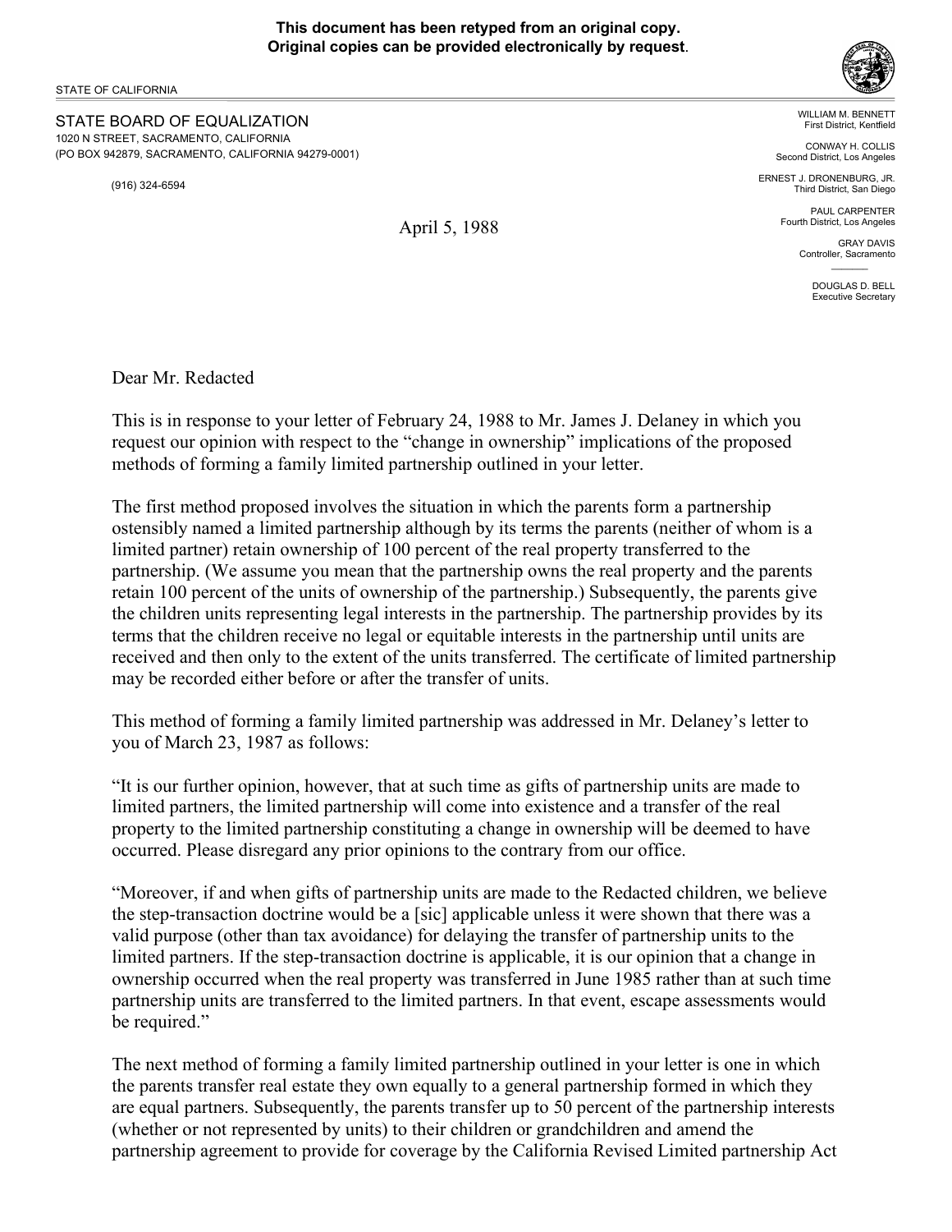**This document has been retyped from an original copy.**
**Original copies can be provided electronically by request.**

STATE OF CALIFORNIA

STATE BOARD OF EQUALIZATION
1020 N STREET, SACRAMENTO, CALIFORNIA
(PO BOX 942879, SACRAMENTO, CALIFORNIA 94279-0001)

(916) 324-6594

WILLIAM M. BENNETT
First District, Kentfield

CONWAY H. COLLIS
Second District, Los Angeles

ERNEST J. DRONENBURG, JR.
Third District, San Diego

PAUL CARPENTER
Fourth District, Los Angeles

GRAY DAVIS
Controller, Sacramento

DOUGLAS D. BELL
Executive Secretary

April 5, 1988

Dear Mr. Redacted

This is in response to your letter of February 24, 1988 to Mr. James J. Delaney in which you request our opinion with respect to the "change in ownership" implications of the proposed methods of forming a family limited partnership outlined in your letter.

The first method proposed involves the situation in which the parents form a partnership ostensibly named a limited partnership although by its terms the parents (neither of whom is a limited partner) retain ownership of 100 percent of the real property transferred to the partnership. (We assume you mean that the partnership owns the real property and the parents retain 100 percent of the units of ownership of the partnership.) Subsequently, the parents give the children units representing legal interests in the partnership. The partnership provides by its terms that the children receive no legal or equitable interests in the partnership until units are received and then only to the extent of the units transferred. The certificate of limited partnership may be recorded either before or after the transfer of units.

This method of forming a family limited partnership was addressed in Mr. Delaney's letter to you of March 23, 1987 as follows:

"It is our further opinion, however, that at such time as gifts of partnership units are made to limited partners, the limited partnership will come into existence and a transfer of the real property to the limited partnership constituting a change in ownership will be deemed to have occurred. Please disregard any prior opinions to the contrary from our office.

"Moreover, if and when gifts of partnership units are made to the Redacted children, we believe the step-transaction doctrine would be a [sic] applicable unless it were shown that there was a valid purpose (other than tax avoidance) for delaying the transfer of partnership units to the limited partners. If the step-transaction doctrine is applicable, it is our opinion that a change in ownership occurred when the real property was transferred in June 1985 rather than at such time partnership units are transferred to the limited partners. In that event, escape assessments would be required."

The next method of forming a family limited partnership outlined in your letter is one in which the parents transfer real estate they own equally to a general partnership formed in which they are equal partners. Subsequently, the parents transfer up to 50 percent of the partnership interests (whether or not represented by units) to their children or grandchildren and amend the partnership agreement to provide for coverage by the California Revised Limited partnership Act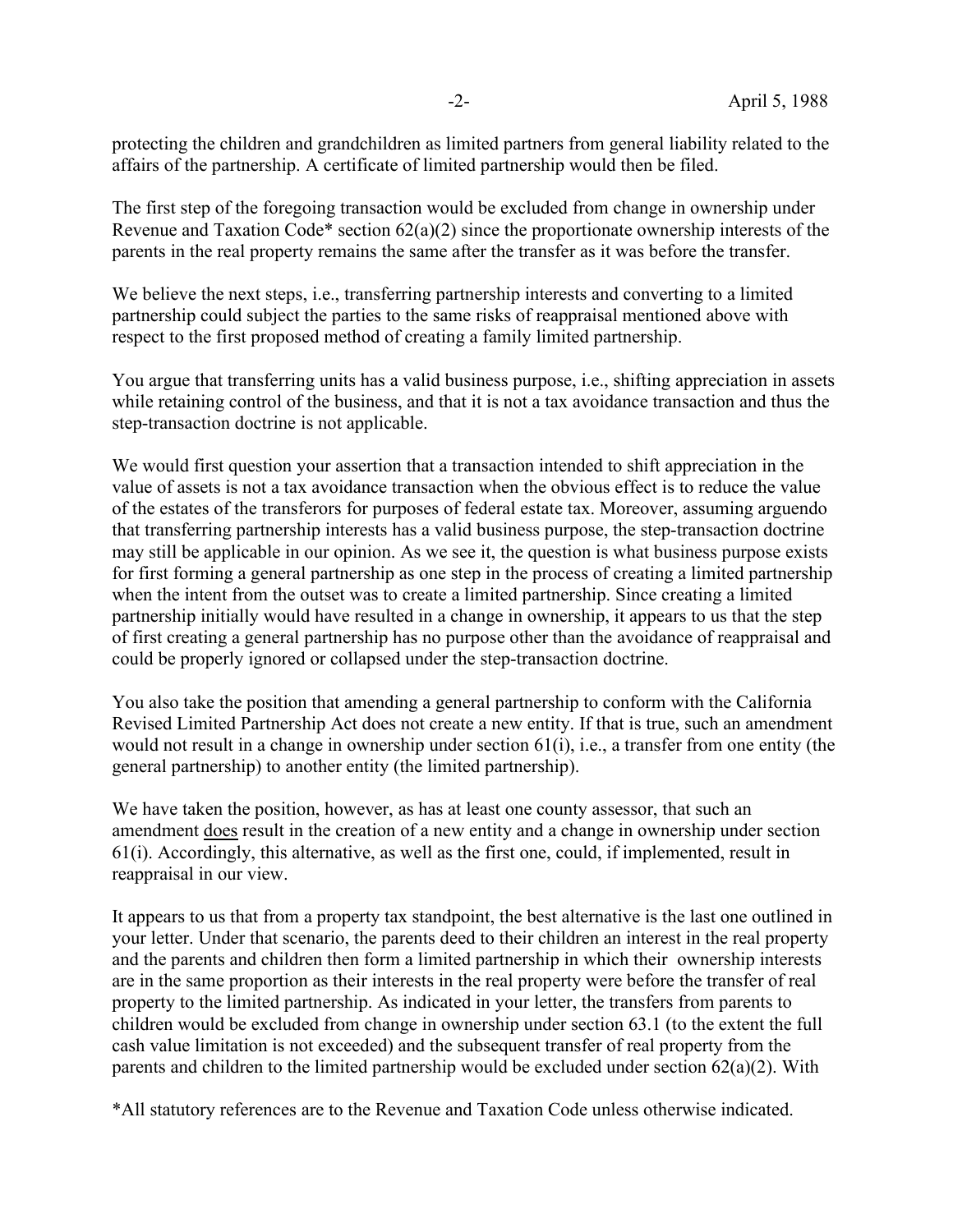protecting the children and grandchildren as limited partners from general liability related to the affairs of the partnership. A certificate of limited partnership would then be filed.

The first step of the foregoing transaction would be excluded from change in ownership under Revenue and Taxation Code* section 62(a)(2) since the proportionate ownership interests of the parents in the real property remains the same after the transfer as it was before the transfer.

We believe the next steps, i.e., transferring partnership interests and converting to a limited partnership could subject the parties to the same risks of reappraisal mentioned above with respect to the first proposed method of creating a family limited partnership.

You argue that transferring units has a valid business purpose, i.e., shifting appreciation in assets while retaining control of the business, and that it is not a tax avoidance transaction and thus the step-transaction doctrine is not applicable.

We would first question your assertion that a transaction intended to shift appreciation in the value of assets is not a tax avoidance transaction when the obvious effect is to reduce the value of the estates of the transferors for purposes of federal estate tax. Moreover, assuming arguendo that transferring partnership interests has a valid business purpose, the step-transaction doctrine may still be applicable in our opinion. As we see it, the question is what business purpose exists for first forming a general partnership as one step in the process of creating a limited partnership when the intent from the outset was to create a limited partnership. Since creating a limited partnership initially would have resulted in a change in ownership, it appears to us that the step of first creating a general partnership has no purpose other than the avoidance of reappraisal and could be properly ignored or collapsed under the step-transaction doctrine.

You also take the position that amending a general partnership to conform with the California Revised Limited Partnership Act does not create a new entity. If that is true, such an amendment would not result in a change in ownership under section 61(i), i.e., a transfer from one entity (the general partnership) to another entity (the limited partnership).

We have taken the position, however, as has at least one county assessor, that such an amendment <u>does</u> result in the creation of a new entity and a change in ownership under section 61(i). Accordingly, this alternative, as well as the first one, could, if implemented, result in reappraisal in our view.

It appears to us that from a property tax standpoint, the best alternative is the last one outlined in your letter. Under that scenario, the parents deed to their children an interest in the real property and the parents and children then form a limited partnership in which their ownership interests are in the same proportion as their interests in the real property were before the transfer of real property to the limited partnership. As indicated in your letter, the transfers from parents to children would be excluded from change in ownership under section 63.1 (to the extent the full cash value limitation is not exceeded) and the subsequent transfer of real property from the parents and children to the limited partnership would be excluded under section 62(a)(2). With

*All statutory references are to the Revenue and Taxation Code unless otherwise indicated.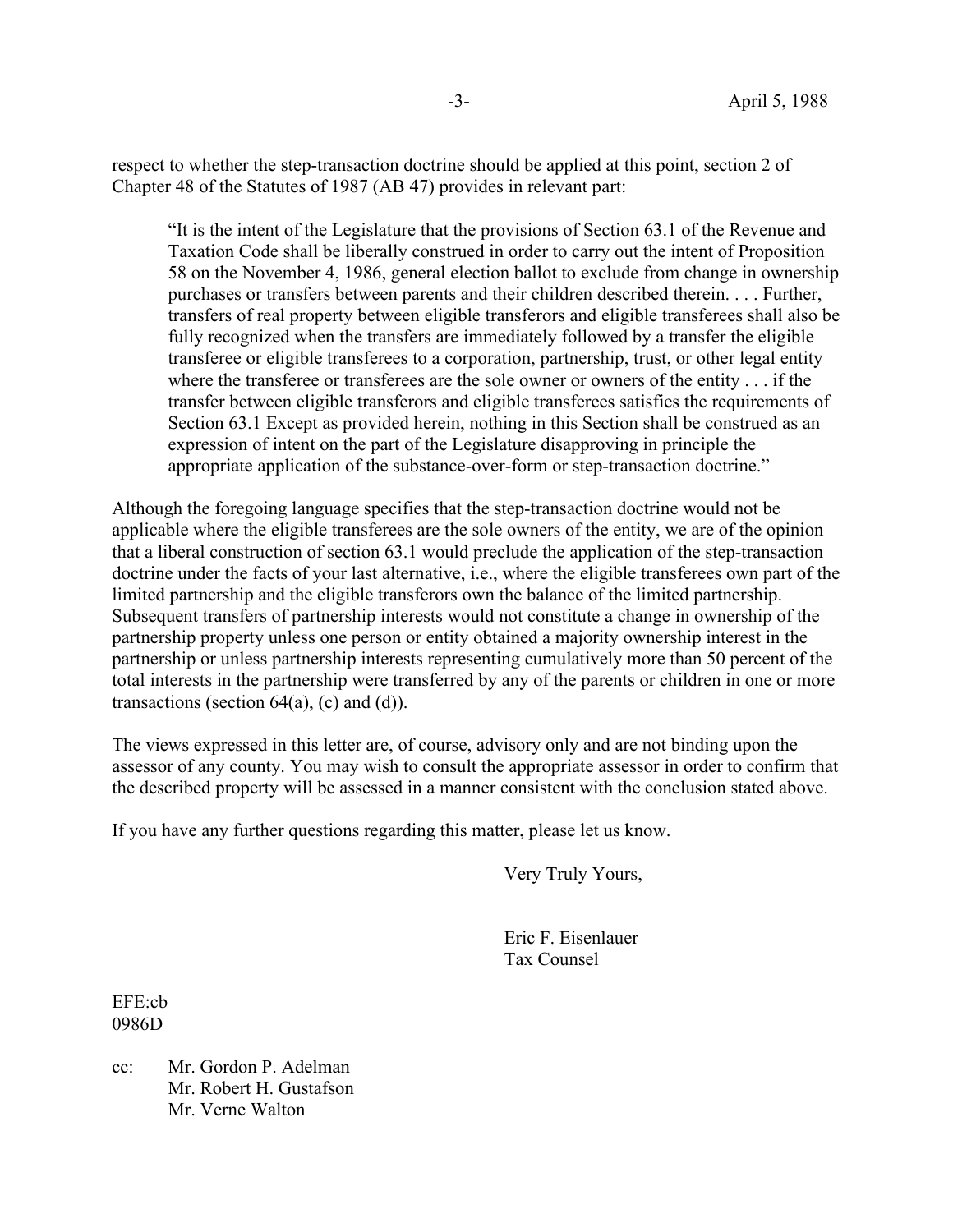respect to whether the step-transaction doctrine should be applied at this point, section 2 of Chapter 48 of the Statutes of 1987 (AB 47) provides in relevant part:

> "It is the intent of the Legislature that the provisions of Section 63.1 of the Revenue and Taxation Code shall be liberally construed in order to carry out the intent of Proposition 58 on the November 4, 1986, general election ballot to exclude from change in ownership purchases or transfers between parents and their children described therein. . . . Further, transfers of real property between eligible transferors and eligible transferees shall also be fully recognized when the transfers are immediately followed by a transfer the eligible transferee or eligible transferees to a corporation, partnership, trust, or other legal entity where the transferee or transferees are the sole owner or owners of the entity . . . if the transfer between eligible transferors and eligible transferees satisfies the requirements of Section 63.1 Except as provided herein, nothing in this Section shall be construed as an expression of intent on the part of the Legislature disapproving in principle the appropriate application of the substance-over-form or step-transaction doctrine."

Although the foregoing language specifies that the step-transaction doctrine would not be applicable where the eligible transferees are the sole owners of the entity, we are of the opinion that a liberal construction of section 63.1 would preclude the application of the step-transaction doctrine under the facts of your last alternative, i.e., where the eligible transferees own part of the limited partnership and the eligible transferors own the balance of the limited partnership. Subsequent transfers of partnership interests would not constitute a change in ownership of the partnership property unless one person or entity obtained a majority ownership interest in the partnership or unless partnership interests representing cumulatively more than 50 percent of the total interests in the partnership were transferred by any of the parents or children in one or more transactions (section 64(a), (c) and (d)).

The views expressed in this letter are, of course, advisory only and are not binding upon the assessor of any county. You may wish to consult the appropriate assessor in order to confirm that the described property will be assessed in a manner consistent with the conclusion stated above.

If you have any further questions regarding this matter, please let us know.

Very Truly Yours,

Eric F. Eisenlauer
Tax Counsel

EFE:cb
0986D

cc: Mr. Gordon P. Adelman
Mr. Robert H. Gustafson
Mr. Verne Walton